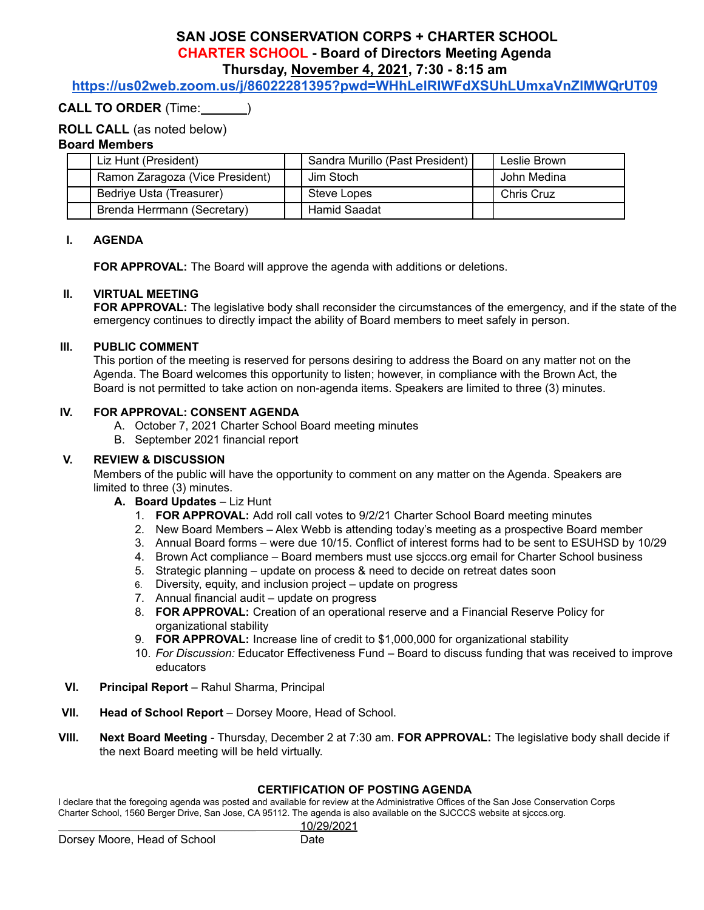# SAN JOSE CONSERVATION CORPS + CHARTER SCHOOL

## CHARTER SCHOOL - Board of Directors Meeting Agenda

### Thursday, November 4, 2021, 7:30 - 8:15 am

**https://us02web.zoom.us/j/86022281395?pwd=WHhLelRlWFdXSUhLUmxaVnZlMWQrUT09**

**CALL TO ORDER** (Time:_______)

**ROLL CALL** (as noted below)

**Board Members**

| | | | | | |
|---|---|---|---|---|---|
| | Liz Hunt (President) | | Sandra Murillo (Past President) | | Leslie Brown |
| | Ramon Zaragoza (Vice President) | | Jim Stoch | | John Medina |
| | Bedriye Usta (Treasurer) | | Steve Lopes | | Chris Cruz |
| | Brenda Herrmann (Secretary) | | Hamid Saadat | | |

**I. AGENDA**

**FOR APPROVAL:** The Board will approve the agenda with additions or deletions.

**II. VIRTUAL MEETING**

**FOR APPROVAL:** The legislative body shall reconsider the circumstances of the emergency, and if the state of the emergency continues to directly impact the ability of Board members to meet safely in person.

**III. PUBLIC COMMENT**

This portion of the meeting is reserved for persons desiring to address the Board on any matter not on the Agenda. The Board welcomes this opportunity to listen; however, in compliance with the Brown Act, the Board is not permitted to take action on non-agenda items. Speakers are limited to three (3) minutes.

**IV. FOR APPROVAL: CONSENT AGENDA**

A. October 7, 2021 Charter School Board meeting minutes
B. September 2021 financial report

**V. REVIEW & DISCUSSION**

Members of the public will have the opportunity to comment on any matter on the Agenda. Speakers are limited to three (3) minutes.

**A. Board Updates** – Liz Hunt

1. **FOR APPROVAL:** Add roll call votes to 9/2/21 Charter School Board meeting minutes
2. New Board Members – Alex Webb is attending today's meeting as a prospective Board member
3. Annual Board forms – were due 10/15. Conflict of interest forms had to be sent to ESUHSD by 10/29
4. Brown Act compliance – Board members must use sjcccs.org email for Charter School business
5. Strategic planning – update on process & need to decide on retreat dates soon
6. Diversity, equity, and inclusion project – update on progress
7. Annual financial audit – update on progress
8. **FOR APPROVAL:** Creation of an operational reserve and a Financial Reserve Policy for organizational stability
9. **FOR APPROVAL:** Increase line of credit to $1,000,000 for organizational stability
10. *For Discussion:* Educator Effectiveness Fund – Board to discuss funding that was received to improve educators

**VI. Principal Report** – Rahul Sharma, Principal

**VII. Head of School Report** – Dorsey Moore, Head of School.

**VIII. Next Board Meeting** - Thursday, December 2 at 7:30 am. **FOR APPROVAL:** The legislative body shall decide if the next Board meeting will be held virtually.

**CERTIFICATION OF POSTING AGENDA**

I declare that the foregoing agenda was posted and available for review at the Administrative Offices of the San Jose Conservation Corps Charter School, 1560 Berger Drive, San Jose, CA 95112. The agenda is also available on the SJCCCS website at sjcccs.org.

_______________________________ 10/29/2021

Dorsey Moore, Head of School Date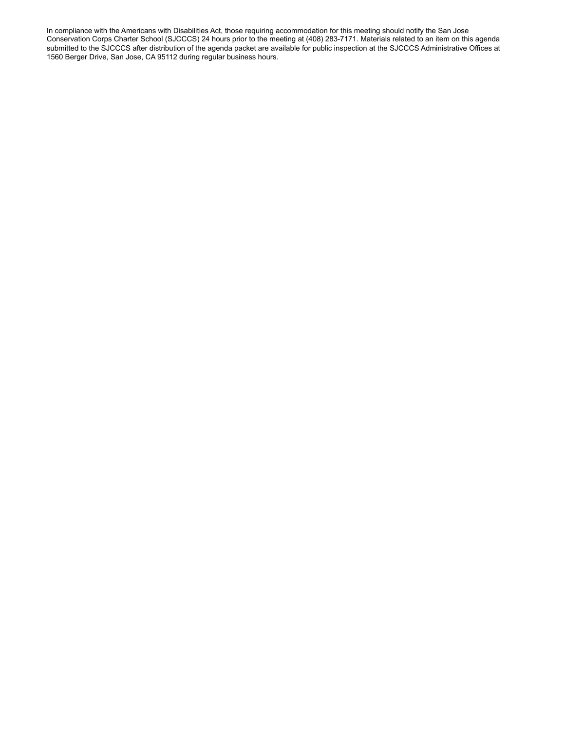In compliance with the Americans with Disabilities Act, those requiring accommodation for this meeting should notify the San Jose Conservation Corps Charter School (SJCCCS) 24 hours prior to the meeting at (408) 283-7171. Materials related to an item on this agenda submitted to the SJCCCS after distribution of the agenda packet are available for public inspection at the SJCCCS Administrative Offices at 1560 Berger Drive, San Jose, CA 95112 during regular business hours.